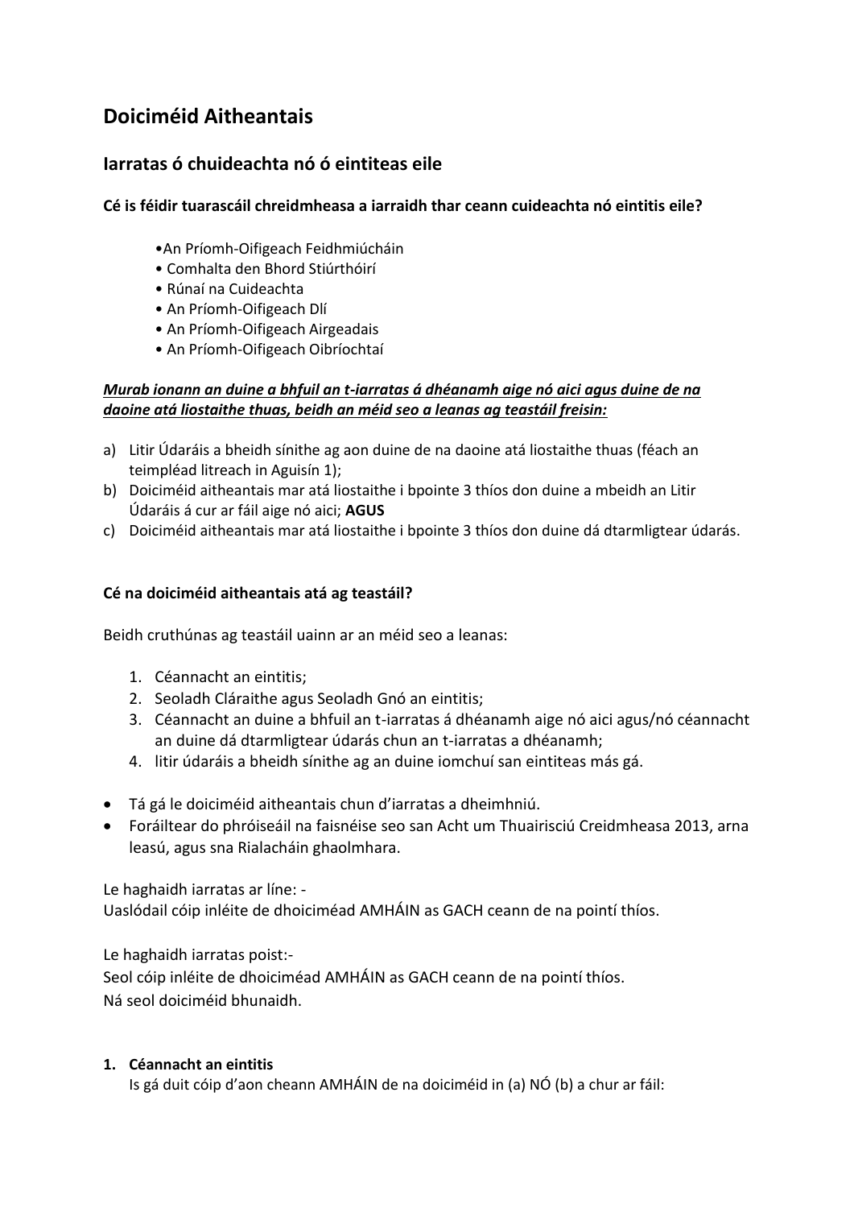# Doiciméid Aitheantais

## Iarratas ó chuideachta nó ó eintiteas eile

**Cé is féidir tuarascáil chreidmheasa a iarraidh thar ceann cuideachta nó eintitis eile?**

- An Príomh-Oifigeach Feidhmiúcháin
- Comhalta den Bhord Stiúrthóirí
- Rúnaí na Cuideachta
- An Príomh-Oifigeach Dlí
- An Príomh-Oifigeach Airgeadais
- An Príomh-Oifigeach Oibríochtaí

***Murab ionann an duine a bhfuil an t-iarratas á dhéanamh aige nó aici agus duine de na daoine atá liostaithe thuas, beidh an méid seo a leanas ag teastáil freisin:***

a) Litir Údaráis a bheidh sínithe ag aon duine de na daoine atá liostaithe thuas (féach an teimpléad litreach in Aguisín 1);
b) Doiciméid aitheantais mar atá liostaithe i bpointe 3 thíos don duine a mbeidh an Litir Údaráis á cur ar fáil aige nó aici; **AGUS**
c) Doiciméid aitheantais mar atá liostaithe i bpointe 3 thíos don duine dá dtarmligtear údarás.

**Cé na doiciméid aitheantais atá ag teastáil?**

Beidh cruthúnas ag teastáil uainn ar an méid seo a leanas:

1. Céannacht an eintitis;
2. Seoladh Cláraithe agus Seoladh Gnó an eintitis;
3. Céannacht an duine a bhfuil an t-iarratas á dhéanamh aige nó aici agus/nó céannacht an duine dá dtarmligtear údarás chun an t-iarratas a dhéanamh;
4. litir údaráis a bheidh sínithe ag an duine iomchuí san eintiteas más gá.

- Tá gá le doiciméid aitheantais chun d'iarratas a dheimhniú.
- Foráiltear do phróiseáil na faisnéise seo san Acht um Thuairisciú Creidmheasa 2013, arna leasú, agus sna Rialacháin ghaolmhara.

Le haghaidh iarratas ar líne: -
Uaslódail cóip inléite de dhoiciméad AMHÁIN as GACH ceann de na pointí thíos.

Le haghaidh iarratas poist:-
Seol cóip inléite de dhoiciméad AMHÁIN as GACH ceann de na pointí thíos.
Ná seol doiciméid bhunaidh.

1. **Céannacht an eintitis**
   Is gá duit cóip d'aon cheann AMHÁIN de na doiciméid in (a) NÓ (b) a chur ar fáil: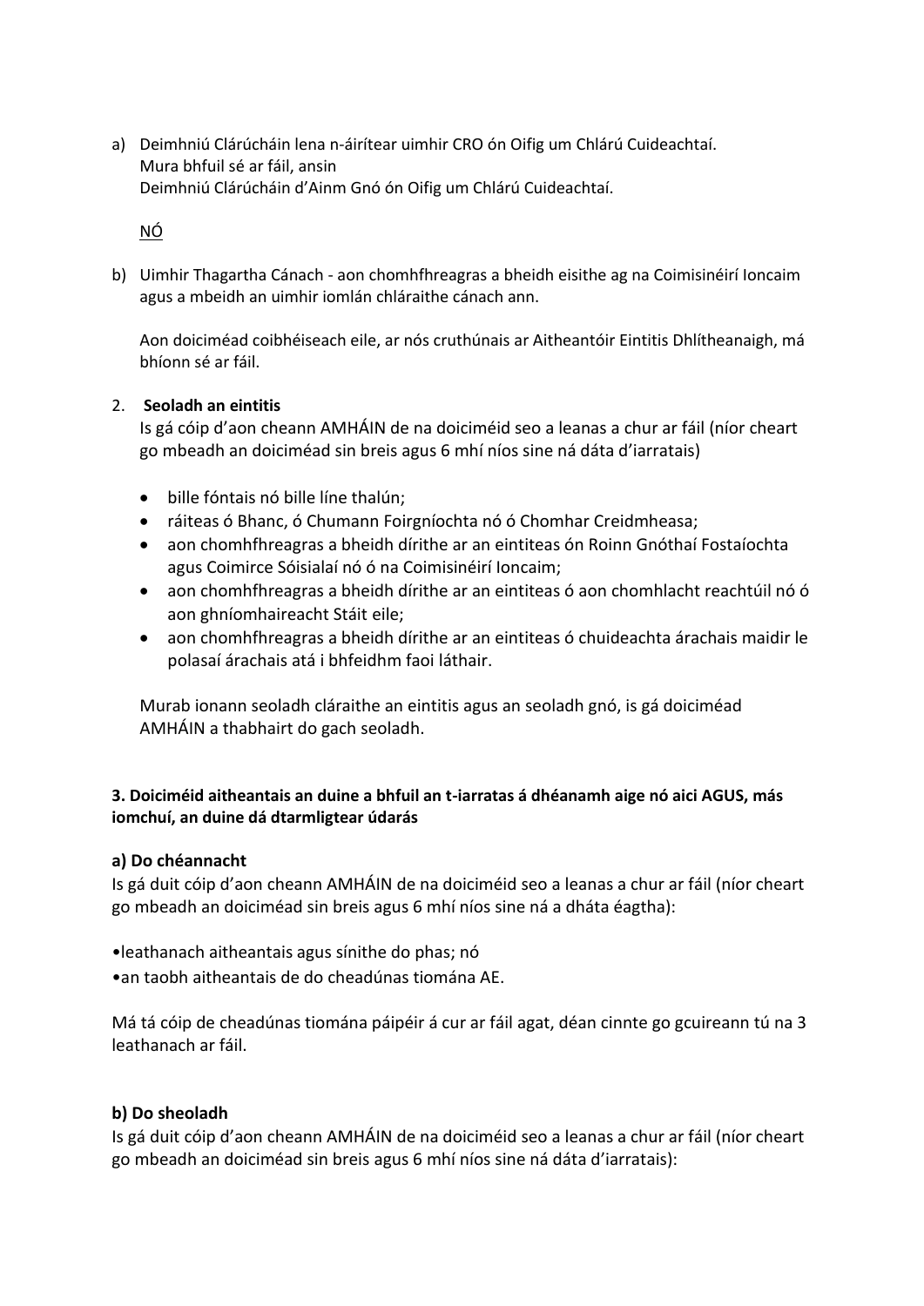a) Deimhniú Clárúcháin lena n-áirítear uimhir CRO ón Oifig um Chlárú Cuideachtaí.
   Mura bhfuil sé ar fáil, ansin
   Deimhniú Clárúcháin d'Ainm Gnó ón Oifig um Chlárú Cuideachtaí.

   NÓ

b) Uimhir Thagartha Cánach - aon chomhfhreagras a bheidh eisithe ag na Coimisinéirí Ioncaim agus a mbeidh an uimhir iomlán chláraithe cánach ann.

   Aon doiciméad coibhéiseach eile, ar nós cruthúnais ar Aitheantóir Eintitis Dhlítheanaigh, má bhíonn sé ar fáil.

2. **Seoladh an eintitis**
   Is gá cóip d'aon cheann AMHÁIN de na doiciméid seo a leanas a chur ar fáil (níor cheart go mbeadh an doiciméad sin breis agus 6 mhí níos sine ná dáta d'iarratais)

   - bille fóntais nó bille líne thalún;
   - ráiteas ó Bhanc, ó Chumann Foirgníochta nó ó Chomhar Creidmheasa;
   - aon chomhfhreagras a bheidh dírithe ar an eintiteas ón Roinn Gnóthaí Fostaíochta agus Coimirce Sóisialaí nó ó na Coimisinéirí Ioncaim;
   - aon chomhfhreagras a bheidh dírithe ar an eintiteas ó aon chomhlacht reachtúil nó ó aon ghníomhaireacht Stáit eile;
   - aon chomhfhreagras a bheidh dírithe ar an eintiteas ó chuideachta árachais maidir le polasaí árachais atá i bhfeidhm faoi láthair.

   Murab ionann seoladh cláraithe an eintitis agus an seoladh gnó, is gá doiciméad AMHÁIN a thabhairt do gach seoladh.

**3. Doiciméid aitheantais an duine a bhfuil an t-iarratas á dhéanamh aige nó aici AGUS, más iomchuí, an duine dá dtarmligtear údarás**

**a) Do chéannacht**

Is gá duit cóip d'aon cheann AMHÁIN de na doiciméid seo a leanas a chur ar fáil (níor cheart go mbeadh an doiciméad sin breis agus 6 mhí níos sine ná a dháta éagtha):

- leathanach aitheantais agus sínithe do phas; nó
- an taobh aitheantais de do cheadúnas tiomána AE.

Má tá cóip de cheadúnas tiomána páipéir á cur ar fáil agat, déan cinnte go gcuireann tú na 3 leathanach ar fáil.

**b) Do sheoladh**

Is gá duit cóip d'aon cheann AMHÁIN de na doiciméid seo a leanas a chur ar fáil (níor cheart go mbeadh an doiciméad sin breis agus 6 mhí níos sine ná dáta d'iarratais):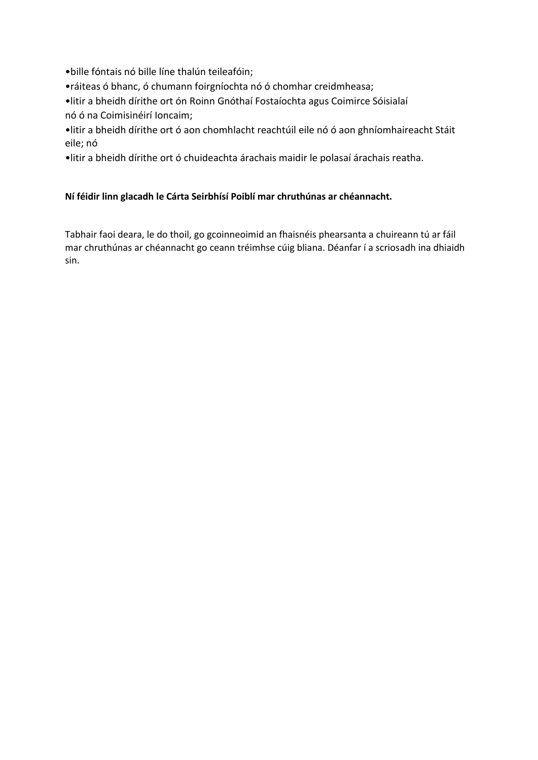- bille fóntais nó bille líne thalún teileafóin;
- ráiteas ó bhanc, ó chumann foirgníochta nó ó chomhar creidmheasa;
- litir a bheidh dírithe ort ón Roinn Gnóthaí Fostaíochta agus Coimirce Sóisialaí nó ó na Coimisinéirí Ioncaim;
- litir a bheidh dírithe ort ó aon chomhlacht reachtúil eile nó ó aon ghníomhaireacht Stáit eile; nó
- litir a bheidh dírithe ort ó chuideachta árachais maidir le polasaí árachais reatha.

**Ní féidir linn glacadh le Cárta Seirbhísí Poiblí mar chruthúnas ar chéannacht.**

Tabhair faoi deara, le do thoil, go gcoinneoimid an fhaisnéis phearsanta a chuireann tú ar fáil mar chruthúnas ar chéannacht go ceann tréimhse cúig bliana. Déanfar í a scriosadh ina dhiaidh sin.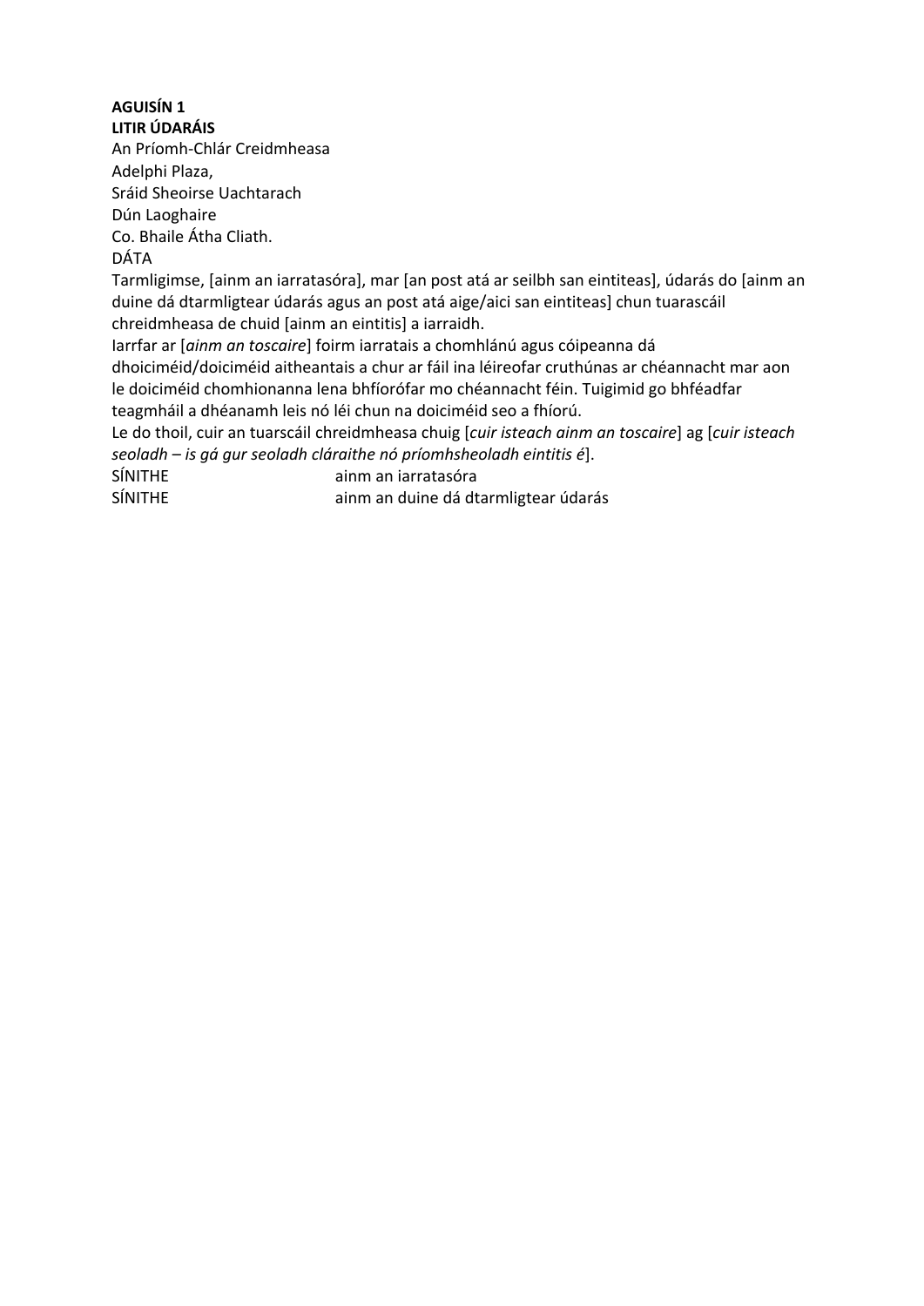**AGUISÍN 1**
**LITIR ÚDARÁIS**

An Príomh-Chlár Creidmheasa
Adelphi Plaza,
Sráid Sheoirse Uachtarach
Dún Laoghaire
Co. Bhaile Átha Cliath.

DÁTA

Tarmligimse, [ainm an iarratasóra], mar [an post atá ar seilbh san eintiteas], údarás do [ainm an duine dá dtarmligtear údarás agus an post atá aige/aici san eintiteas] chun tuarascáil chreidmheasa de chuid [ainm an eintitis] a iarraidh.

Iarrfar ar [*ainm an toscaire*] foirm iarratais a chomhlánú agus cóipeanna dá dhoiciméid/doiciméid aitheantais a chur ar fáil ina léireofar cruthúnas ar chéannacht mar aon le doiciméid chomhionanna lena bhfíorófar mo chéannacht féin. Tuigimid go bhféadfar teagmháil a dhéanamh leis nó léi chun na doiciméid seo a fhíorú.

Le do thoil, cuir an tuarscáil chreidmheasa chuig [*cuir isteach ainm an toscaire*] ag [*cuir isteach seoladh – is gá gur seoladh cláraithe nó príomhsheoladh eintitis é*].

SÍNITHE ainm an iarratasóra

SÍNITHE ainm an duine dá dtarmligtear údarás